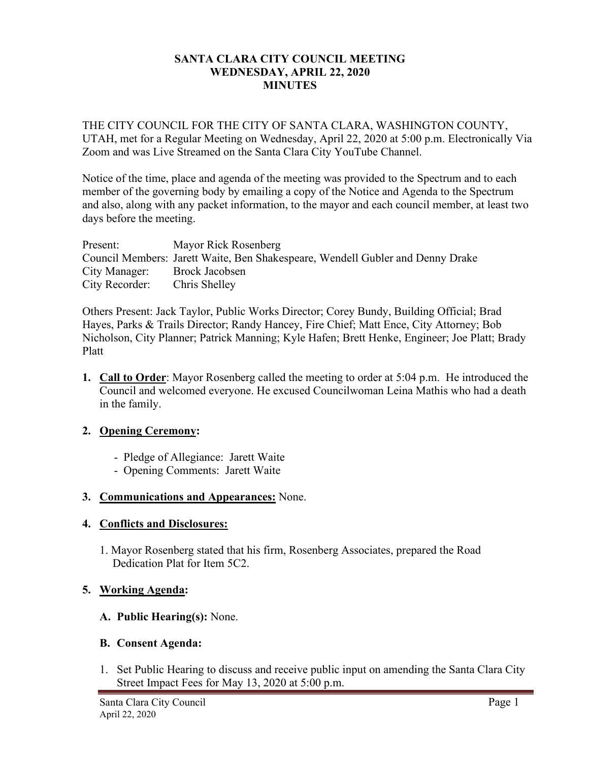# SANTA CLARA CITY COUNCIL MEETING
## WEDNESDAY, APRIL 22, 2020
## MINUTES

THE CITY COUNCIL FOR THE CITY OF SANTA CLARA, WASHINGTON COUNTY, UTAH, met for a Regular Meeting on Wednesday, April 22, 2020 at 5:00 p.m. Electronically Via Zoom and was Live Streamed on the Santa Clara City YouTube Channel.

Notice of the time, place and agenda of the meeting was provided to the Spectrum and to each member of the governing body by emailing a copy of the Notice and Agenda to the Spectrum and also, along with any packet information, to the mayor and each council member, at least two days before the meeting.

Present: Mayor Rick Rosenberg
Council Members: Jarett Waite, Ben Shakespeare, Wendell Gubler and Denny Drake
City Manager: Brock Jacobsen
City Recorder: Chris Shelley

Others Present: Jack Taylor, Public Works Director; Corey Bundy, Building Official; Brad Hayes, Parks & Trails Director; Randy Hancey, Fire Chief; Matt Ence, City Attorney; Bob Nicholson, City Planner; Patrick Manning; Kyle Hafen; Brett Henke, Engineer; Joe Platt; Brady Platt

1. **Call to Order**: Mayor Rosenberg called the meeting to order at 5:04 p.m. He introduced the Council and welcomed everyone. He excused Councilwoman Leina Mathis who had a death in the family.

2. **Opening Ceremony:**
   - Pledge of Allegiance: Jarett Waite
   - Opening Comments: Jarett Waite

3. **Communications and Appearances:** None.

4. **Conflicts and Disclosures:**

   1. Mayor Rosenberg stated that his firm, Rosenberg Associates, prepared the Road Dedication Plat for Item 5C2.

5. **Working Agenda:**

   **A. Public Hearing(s):** None.

   **B. Consent Agenda:**

   1. Set Public Hearing to discuss and receive public input on amending the Santa Clara City Street Impact Fees for May 13, 2020 at 5:00 p.m.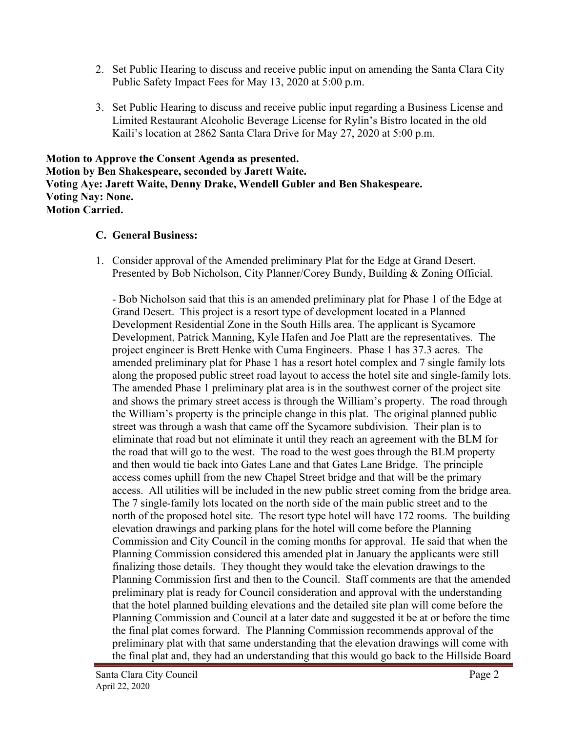2. Set Public Hearing to discuss and receive public input on amending the Santa Clara City Public Safety Impact Fees for May 13, 2020 at 5:00 p.m.

3. Set Public Hearing to discuss and receive public input regarding a Business License and Limited Restaurant Alcoholic Beverage License for Rylin's Bistro located in the old Kaili's location at 2862 Santa Clara Drive for May 27, 2020 at 5:00 p.m.

**Motion to Approve the Consent Agenda as presented.**
**Motion by Ben Shakespeare, seconded by Jarett Waite.**
**Voting Aye: Jarett Waite, Denny Drake, Wendell Gubler and Ben Shakespeare.**
**Voting Nay: None.**
**Motion Carried.**

**C. General Business:**

1. Consider approval of the Amended preliminary Plat for the Edge at Grand Desert. Presented by Bob Nicholson, City Planner/Corey Bundy, Building & Zoning Official.

   - Bob Nicholson said that this is an amended preliminary plat for Phase 1 of the Edge at Grand Desert. This project is a resort type of development located in a Planned Development Residential Zone in the South Hills area. The applicant is Sycamore Development, Patrick Manning, Kyle Hafen and Joe Platt are the representatives. The project engineer is Brett Henke with Cuma Engineers. Phase 1 has 37.3 acres. The amended preliminary plat for Phase 1 has a resort hotel complex and 7 single family lots along the proposed public street road layout to access the hotel site and single-family lots. The amended Phase 1 preliminary plat area is in the southwest corner of the project site and shows the primary street access is through the William's property. The road through the William's property is the principle change in this plat. The original planned public street was through a wash that came off the Sycamore subdivision. Their plan is to eliminate that road but not eliminate it until they reach an agreement with the BLM for the road that will go to the west. The road to the west goes through the BLM property and then would tie back into Gates Lane and that Gates Lane Bridge. The principle access comes uphill from the new Chapel Street bridge and that will be the primary access. All utilities will be included in the new public street coming from the bridge area. The 7 single-family lots located on the north side of the main public street and to the north of the proposed hotel site. The resort type hotel will have 172 rooms. The building elevation drawings and parking plans for the hotel will come before the Planning Commission and City Council in the coming months for approval. He said that when the Planning Commission considered this amended plat in January the applicants were still finalizing those details. They thought they would take the elevation drawings to the Planning Commission first and then to the Council. Staff comments are that the amended preliminary plat is ready for Council consideration and approval with the understanding that the hotel planned building elevations and the detailed site plan will come before the Planning Commission and Council at a later date and suggested it be at or before the time the final plat comes forward. The Planning Commission recommends approval of the preliminary plat with that same understanding that the elevation drawings will come with the final plat and, they had an understanding that this would go back to the Hillside Board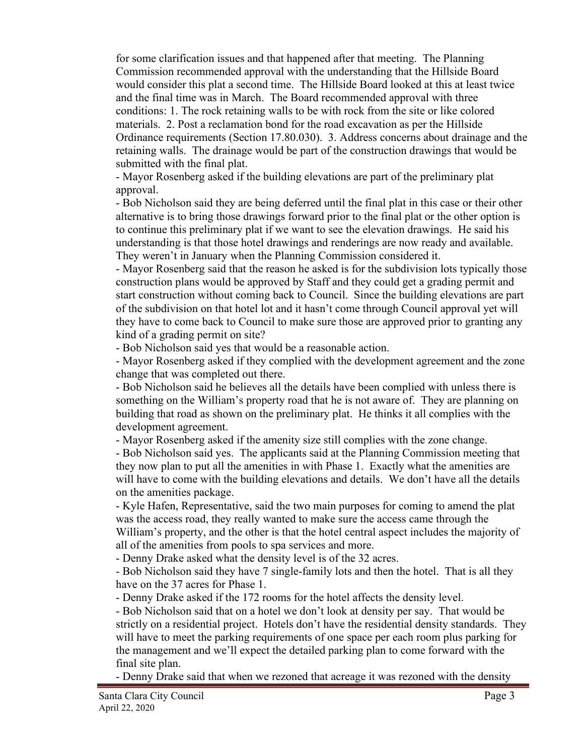for some clarification issues and that happened after that meeting. The Planning Commission recommended approval with the understanding that the Hillside Board would consider this plat a second time. The Hillside Board looked at this at least twice and the final time was in March. The Board recommended approval with three conditions: 1. The rock retaining walls to be with rock from the site or like colored materials. 2. Post a reclamation bond for the road excavation as per the Hillside Ordinance requirements (Section 17.80.030). 3. Address concerns about drainage and the retaining walls. The drainage would be part of the construction drawings that would be submitted with the final plat.

- Mayor Rosenberg asked if the building elevations are part of the preliminary plat approval.
- Bob Nicholson said they are being deferred until the final plat in this case or their other alternative is to bring those drawings forward prior to the final plat or the other option is to continue this preliminary plat if we want to see the elevation drawings. He said his understanding is that those hotel drawings and renderings are now ready and available. They weren't in January when the Planning Commission considered it.
- Mayor Rosenberg said that the reason he asked is for the subdivision lots typically those construction plans would be approved by Staff and they could get a grading permit and start construction without coming back to Council. Since the building elevations are part of the subdivision on that hotel lot and it hasn't come through Council approval yet will they have to come back to Council to make sure those are approved prior to granting any kind of a grading permit on site?
- Bob Nicholson said yes that would be a reasonable action.
- Mayor Rosenberg asked if they complied with the development agreement and the zone change that was completed out there.
- Bob Nicholson said he believes all the details have been complied with unless there is something on the William's property road that he is not aware of. They are planning on building that road as shown on the preliminary plat. He thinks it all complies with the development agreement.
- Mayor Rosenberg asked if the amenity size still complies with the zone change.
- Bob Nicholson said yes. The applicants said at the Planning Commission meeting that they now plan to put all the amenities in with Phase 1. Exactly what the amenities are will have to come with the building elevations and details. We don't have all the details on the amenities package.
- Kyle Hafen, Representative, said the two main purposes for coming to amend the plat was the access road, they really wanted to make sure the access came through the William's property, and the other is that the hotel central aspect includes the majority of all of the amenities from pools to spa services and more.
- Denny Drake asked what the density level is of the 32 acres.
- Bob Nicholson said they have 7 single-family lots and then the hotel. That is all they have on the 37 acres for Phase 1.
- Denny Drake asked if the 172 rooms for the hotel affects the density level.
- Bob Nicholson said that on a hotel we don't look at density per say. That would be strictly on a residential project. Hotels don't have the residential density standards. They will have to meet the parking requirements of one space per each room plus parking for the management and we'll expect the detailed parking plan to come forward with the final site plan.
- Denny Drake said that when we rezoned that acreage it was rezoned with the density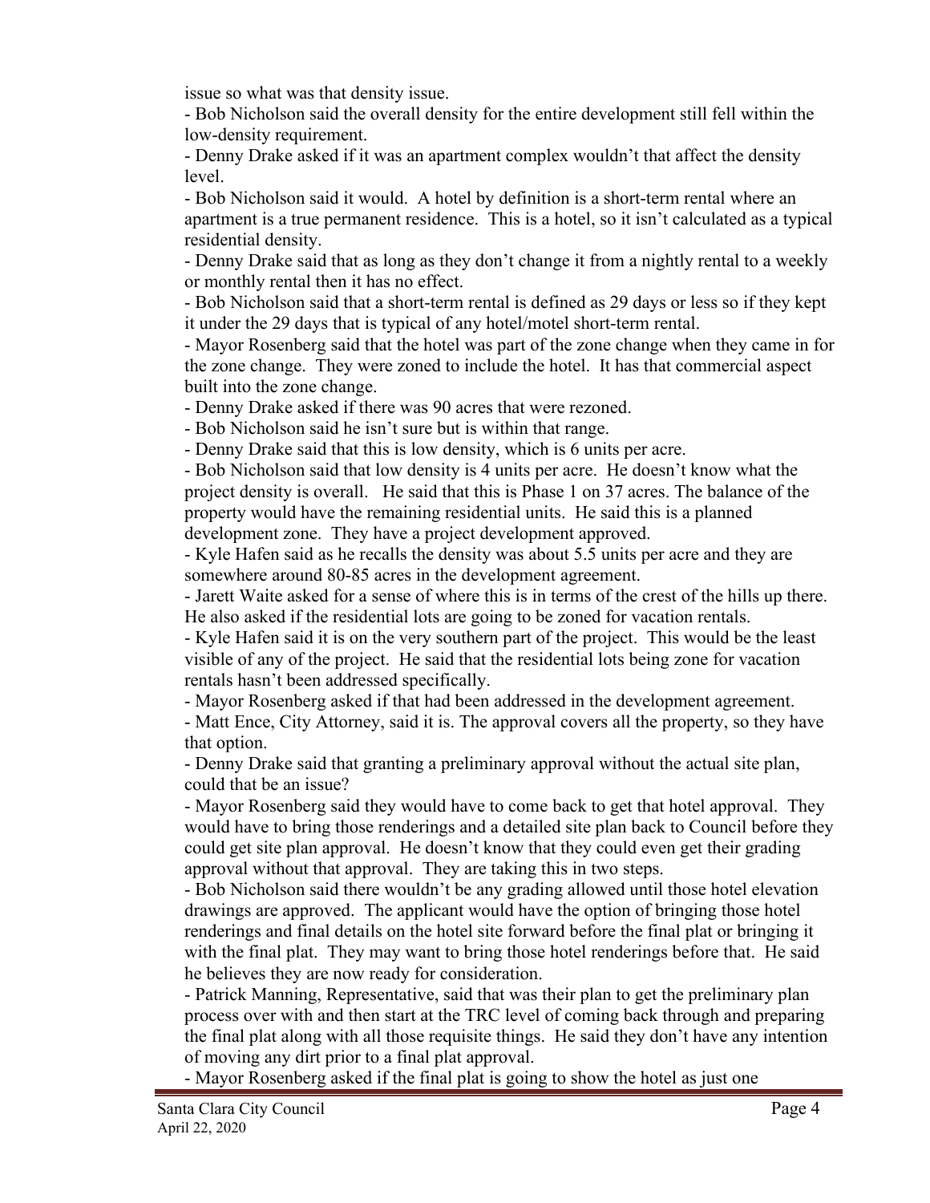issue so what was that density issue.

- Bob Nicholson said the overall density for the entire development still fell within the low-density requirement.
- Denny Drake asked if it was an apartment complex wouldn't that affect the density level.
- Bob Nicholson said it would. A hotel by definition is a short-term rental where an apartment is a true permanent residence. This is a hotel, so it isn't calculated as a typical residential density.
- Denny Drake said that as long as they don't change it from a nightly rental to a weekly or monthly rental then it has no effect.
- Bob Nicholson said that a short-term rental is defined as 29 days or less so if they kept it under the 29 days that is typical of any hotel/motel short-term rental.
- Mayor Rosenberg said that the hotel was part of the zone change when they came in for the zone change. They were zoned to include the hotel. It has that commercial aspect built into the zone change.
- Denny Drake asked if there was 90 acres that were rezoned.
- Bob Nicholson said he isn't sure but is within that range.
- Denny Drake said that this is low density, which is 6 units per acre.
- Bob Nicholson said that low density is 4 units per acre. He doesn't know what the project density is overall. He said that this is Phase 1 on 37 acres. The balance of the property would have the remaining residential units. He said this is a planned development zone. They have a project development approved.
- Kyle Hafen said as he recalls the density was about 5.5 units per acre and they are somewhere around 80-85 acres in the development agreement.
- Jarett Waite asked for a sense of where this is in terms of the crest of the hills up there. He also asked if the residential lots are going to be zoned for vacation rentals.
- Kyle Hafen said it is on the very southern part of the project. This would be the least visible of any of the project. He said that the residential lots being zone for vacation rentals hasn't been addressed specifically.
- Mayor Rosenberg asked if that had been addressed in the development agreement.
- Matt Ence, City Attorney, said it is. The approval covers all the property, so they have that option.
- Denny Drake said that granting a preliminary approval without the actual site plan, could that be an issue?
- Mayor Rosenberg said they would have to come back to get that hotel approval. They would have to bring those renderings and a detailed site plan back to Council before they could get site plan approval. He doesn't know that they could even get their grading approval without that approval. They are taking this in two steps.
- Bob Nicholson said there wouldn't be any grading allowed until those hotel elevation drawings are approved. The applicant would have the option of bringing those hotel renderings and final details on the hotel site forward before the final plat or bringing it with the final plat. They may want to bring those hotel renderings before that. He said he believes they are now ready for consideration.
- Patrick Manning, Representative, said that was their plan to get the preliminary plan process over with and then start at the TRC level of coming back through and preparing the final plat along with all those requisite things. He said they don't have any intention of moving any dirt prior to a final plat approval.
- Mayor Rosenberg asked if the final plat is going to show the hotel as just one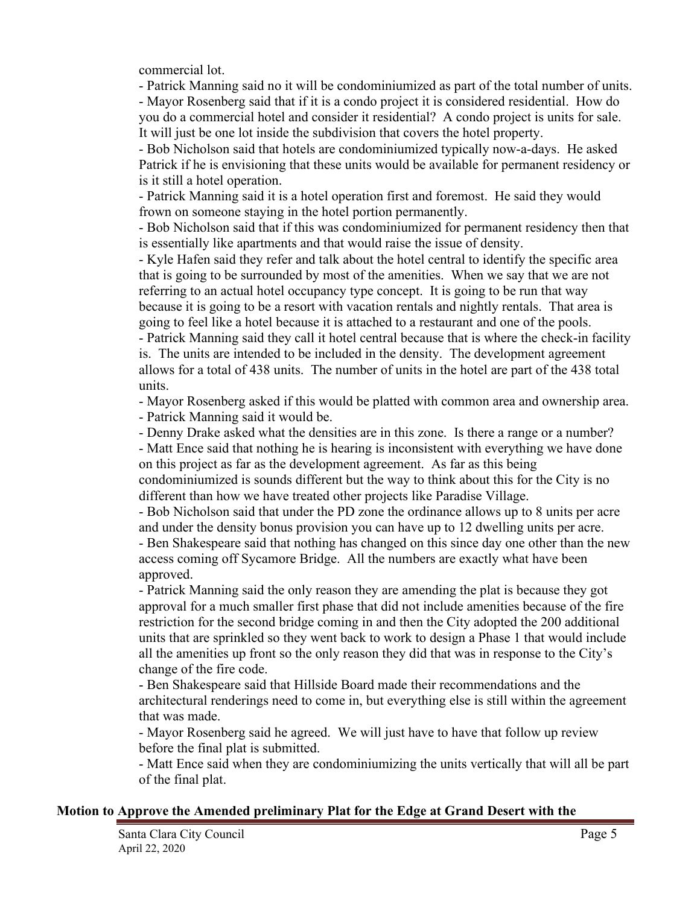commercial lot.

- Patrick Manning said no it will be condominiumized as part of the total number of units.
- Mayor Rosenberg said that if it is a condo project it is considered residential. How do you do a commercial hotel and consider it residential? A condo project is units for sale. It will just be one lot inside the subdivision that covers the hotel property.
- Bob Nicholson said that hotels are condominiumized typically now-a-days. He asked Patrick if he is envisioning that these units would be available for permanent residency or is it still a hotel operation.
- Patrick Manning said it is a hotel operation first and foremost. He said they would frown on someone staying in the hotel portion permanently.
- Bob Nicholson said that if this was condominiumized for permanent residency then that is essentially like apartments and that would raise the issue of density.
- Kyle Hafen said they refer and talk about the hotel central to identify the specific area that is going to be surrounded by most of the amenities. When we say that we are not referring to an actual hotel occupancy type concept. It is going to be run that way because it is going to be a resort with vacation rentals and nightly rentals. That area is going to feel like a hotel because it is attached to a restaurant and one of the pools.
- Patrick Manning said they call it hotel central because that is where the check-in facility is. The units are intended to be included in the density. The development agreement allows for a total of 438 units. The number of units in the hotel are part of the 438 total units.
- Mayor Rosenberg asked if this would be platted with common area and ownership area.
- Patrick Manning said it would be.
- Denny Drake asked what the densities are in this zone. Is there a range or a number?
- Matt Ence said that nothing he is hearing is inconsistent with everything we have done on this project as far as the development agreement. As far as this being condominiumized is sounds different but the way to think about this for the City is no different than how we have treated other projects like Paradise Village.
- Bob Nicholson said that under the PD zone the ordinance allows up to 8 units per acre and under the density bonus provision you can have up to 12 dwelling units per acre.
- Ben Shakespeare said that nothing has changed on this since day one other than the new access coming off Sycamore Bridge. All the numbers are exactly what have been approved.
- Patrick Manning said the only reason they are amending the plat is because they got approval for a much smaller first phase that did not include amenities because of the fire restriction for the second bridge coming in and then the City adopted the 200 additional units that are sprinkled so they went back to work to design a Phase 1 that would include all the amenities up front so the only reason they did that was in response to the City's change of the fire code.
- Ben Shakespeare said that Hillside Board made their recommendations and the architectural renderings need to come in, but everything else is still within the agreement that was made.
- Mayor Rosenberg said he agreed. We will just have to have that follow up review before the final plat is submitted.
- Matt Ence said when they are condominiumizing the units vertically that will all be part of the final plat.

**Motion to Approve the Amended preliminary Plat for the Edge at Grand Desert with the**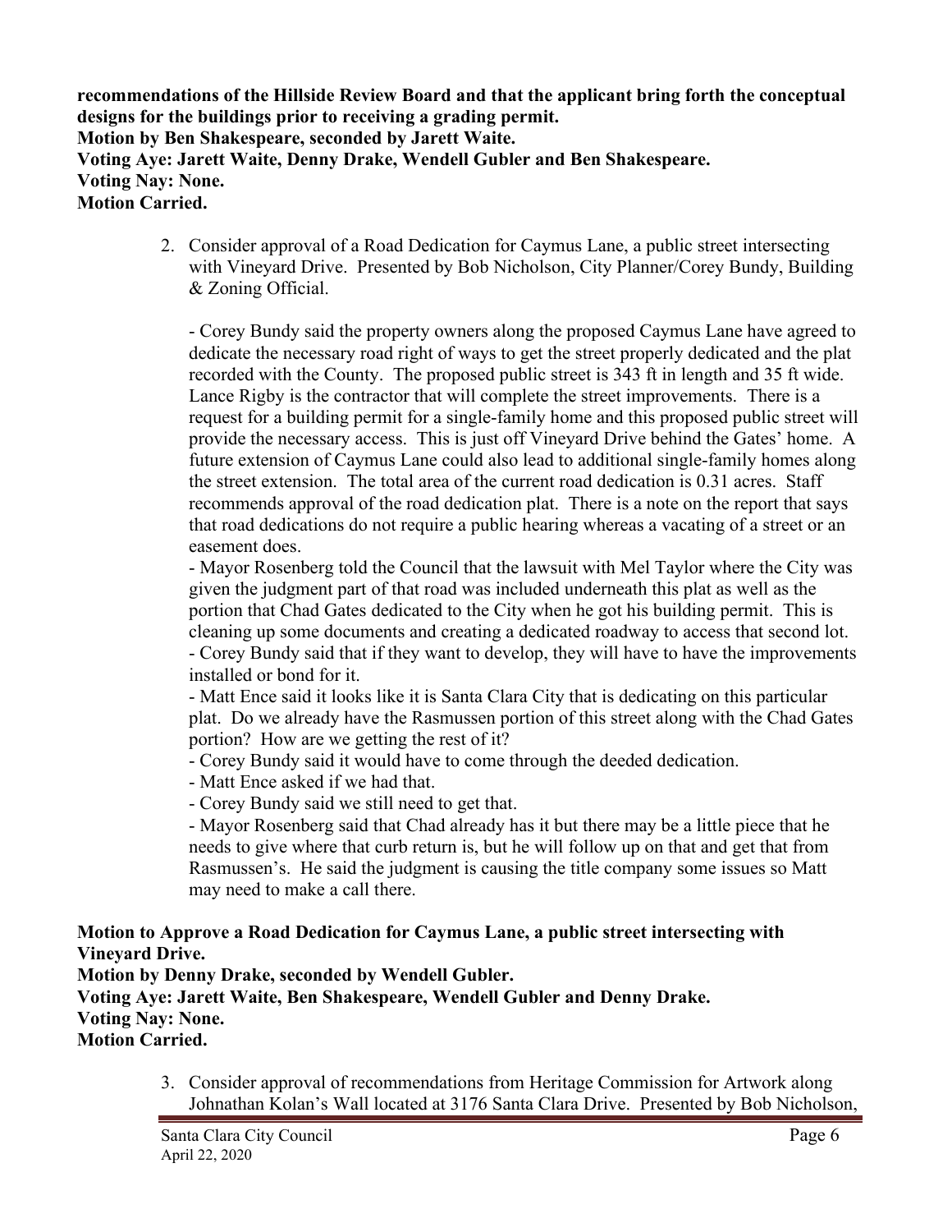**recommendations of the Hillside Review Board and that the applicant bring forth the conceptual designs for the buildings prior to receiving a grading permit.**
**Motion by Ben Shakespeare, seconded by Jarett Waite.**
**Voting Aye: Jarett Waite, Denny Drake, Wendell Gubler and Ben Shakespeare.**
**Voting Nay: None.**
**Motion Carried.**

2. Consider approval of a Road Dedication for Caymus Lane, a public street intersecting with Vineyard Drive. Presented by Bob Nicholson, City Planner/Corey Bundy, Building & Zoning Official.

   - Corey Bundy said the property owners along the proposed Caymus Lane have agreed to dedicate the necessary road right of ways to get the street properly dedicated and the plat recorded with the County. The proposed public street is 343 ft in length and 35 ft wide. Lance Rigby is the contractor that will complete the street improvements. There is a request for a building permit for a single-family home and this proposed public street will provide the necessary access. This is just off Vineyard Drive behind the Gates' home. A future extension of Caymus Lane could also lead to additional single-family homes along the street extension. The total area of the current road dedication is 0.31 acres. Staff recommends approval of the road dedication plat. There is a note on the report that says that road dedications do not require a public hearing whereas a vacating of a street or an easement does.
   - Mayor Rosenberg told the Council that the lawsuit with Mel Taylor where the City was given the judgment part of that road was included underneath this plat as well as the portion that Chad Gates dedicated to the City when he got his building permit. This is cleaning up some documents and creating a dedicated roadway to access that second lot.
   - Corey Bundy said that if they want to develop, they will have to have the improvements installed or bond for it.
   - Matt Ence said it looks like it is Santa Clara City that is dedicating on this particular plat. Do we already have the Rasmussen portion of this street along with the Chad Gates portion? How are we getting the rest of it?
   - Corey Bundy said it would have to come through the deeded dedication.
   - Matt Ence asked if we had that.
   - Corey Bundy said we still need to get that.
   - Mayor Rosenberg said that Chad already has it but there may be a little piece that he needs to give where that curb return is, but he will follow up on that and get that from Rasmussen's. He said the judgment is causing the title company some issues so Matt may need to make a call there.

**Motion to Approve a Road Dedication for Caymus Lane, a public street intersecting with Vineyard Drive.**
**Motion by Denny Drake, seconded by Wendell Gubler.**
**Voting Aye: Jarett Waite, Ben Shakespeare, Wendell Gubler and Denny Drake.**
**Voting Nay: None.**
**Motion Carried.**

3. Consider approval of recommendations from Heritage Commission for Artwork along Johnathan Kolan's Wall located at 3176 Santa Clara Drive. Presented by Bob Nicholson,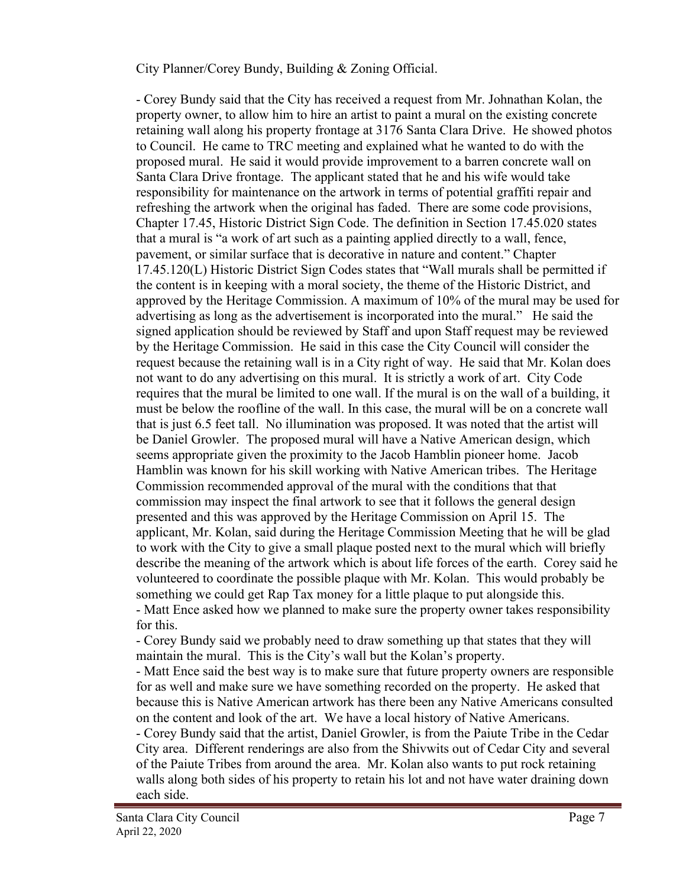City Planner/Corey Bundy, Building & Zoning Official.

- Corey Bundy said that the City has received a request from Mr. Johnathan Kolan, the property owner, to allow him to hire an artist to paint a mural on the existing concrete retaining wall along his property frontage at 3176 Santa Clara Drive. He showed photos to Council. He came to TRC meeting and explained what he wanted to do with the proposed mural. He said it would provide improvement to a barren concrete wall on Santa Clara Drive frontage. The applicant stated that he and his wife would take responsibility for maintenance on the artwork in terms of potential graffiti repair and refreshing the artwork when the original has faded. There are some code provisions, Chapter 17.45, Historic District Sign Code. The definition in Section 17.45.020 states that a mural is "a work of art such as a painting applied directly to a wall, fence, pavement, or similar surface that is decorative in nature and content." Chapter 17.45.120(L) Historic District Sign Codes states that "Wall murals shall be permitted if the content is in keeping with a moral society, the theme of the Historic District, and approved by the Heritage Commission. A maximum of 10% of the mural may be used for advertising as long as the advertisement is incorporated into the mural." He said the signed application should be reviewed by Staff and upon Staff request may be reviewed by the Heritage Commission. He said in this case the City Council will consider the request because the retaining wall is in a City right of way. He said that Mr. Kolan does not want to do any advertising on this mural. It is strictly a work of art. City Code requires that the mural be limited to one wall. If the mural is on the wall of a building, it must be below the roofline of the wall. In this case, the mural will be on a concrete wall that is just 6.5 feet tall. No illumination was proposed. It was noted that the artist will be Daniel Growler. The proposed mural will have a Native American design, which seems appropriate given the proximity to the Jacob Hamblin pioneer home. Jacob Hamblin was known for his skill working with Native American tribes. The Heritage Commission recommended approval of the mural with the conditions that that commission may inspect the final artwork to see that it follows the general design presented and this was approved by the Heritage Commission on April 15. The applicant, Mr. Kolan, said during the Heritage Commission Meeting that he will be glad to work with the City to give a small plaque posted next to the mural which will briefly describe the meaning of the artwork which is about life forces of the earth. Corey said he volunteered to coordinate the possible plaque with Mr. Kolan. This would probably be something we could get Rap Tax money for a little plaque to put alongside this.
- Matt Ence asked how we planned to make sure the property owner takes responsibility for this.
- Corey Bundy said we probably need to draw something up that states that they will maintain the mural. This is the City's wall but the Kolan's property.
- Matt Ence said the best way is to make sure that future property owners are responsible for as well and make sure we have something recorded on the property. He asked that because this is Native American artwork has there been any Native Americans consulted on the content and look of the art. We have a local history of Native Americans.
- Corey Bundy said that the artist, Daniel Growler, is from the Paiute Tribe in the Cedar City area. Different renderings are also from the Shivwits out of Cedar City and several of the Paiute Tribes from around the area. Mr. Kolan also wants to put rock retaining walls along both sides of his property to retain his lot and not have water draining down each side.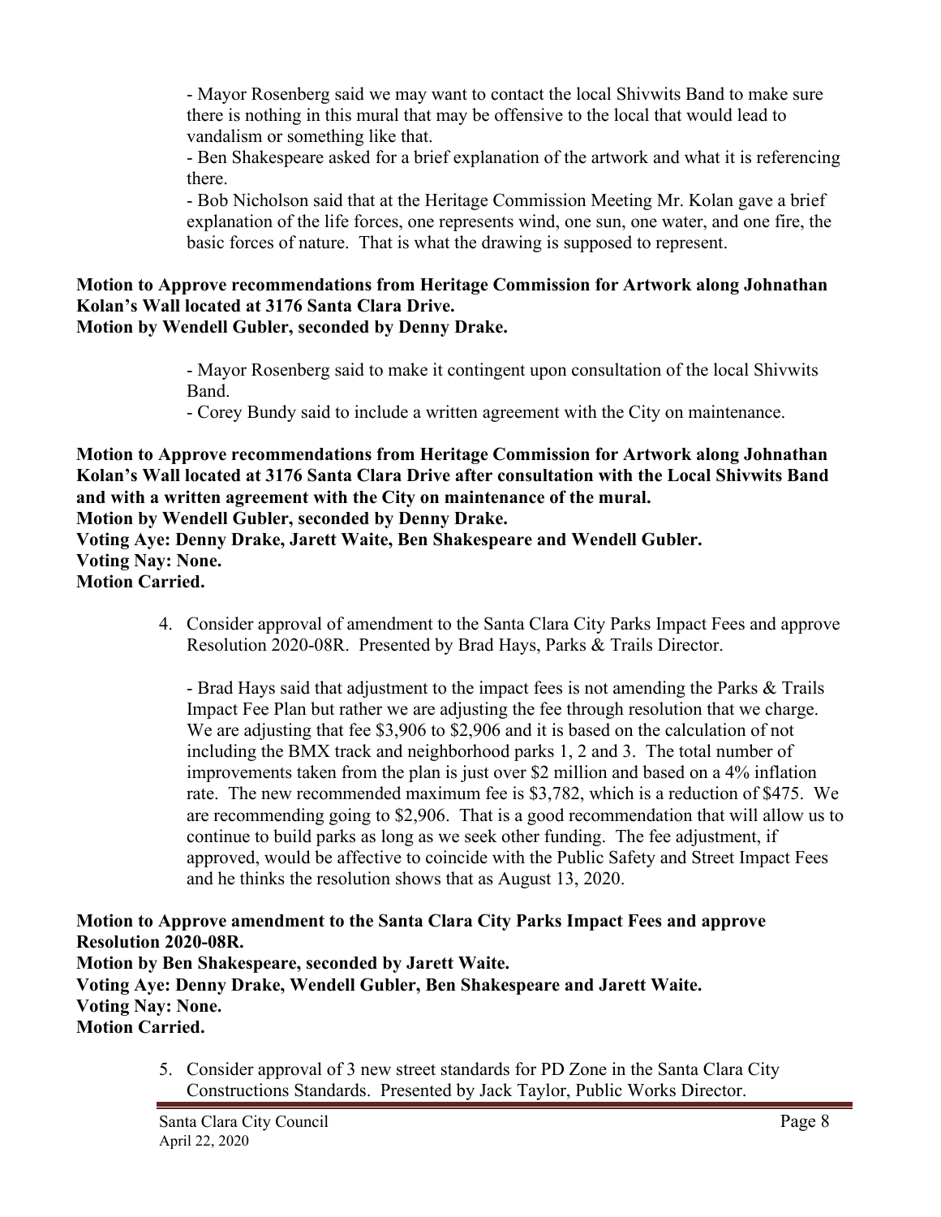- Mayor Rosenberg said we may want to contact the local Shivwits Band to make sure there is nothing in this mural that may be offensive to the local that would lead to vandalism or something like that.
- Ben Shakespeare asked for a brief explanation of the artwork and what it is referencing there.
- Bob Nicholson said that at the Heritage Commission Meeting Mr. Kolan gave a brief explanation of the life forces, one represents wind, one sun, one water, and one fire, the basic forces of nature. That is what the drawing is supposed to represent.

**Motion to Approve recommendations from Heritage Commission for Artwork along Johnathan Kolan's Wall located at 3176 Santa Clara Drive.**
**Motion by Wendell Gubler, seconded by Denny Drake.**

- Mayor Rosenberg said to make it contingent upon consultation of the local Shivwits Band.
- Corey Bundy said to include a written agreement with the City on maintenance.

**Motion to Approve recommendations from Heritage Commission for Artwork along Johnathan Kolan's Wall located at 3176 Santa Clara Drive after consultation with the Local Shivwits Band and with a written agreement with the City on maintenance of the mural.**
**Motion by Wendell Gubler, seconded by Denny Drake.**
**Voting Aye: Denny Drake, Jarett Waite, Ben Shakespeare and Wendell Gubler.**
**Voting Nay: None.**
**Motion Carried.**

4. Consider approval of amendment to the Santa Clara City Parks Impact Fees and approve Resolution 2020-08R. Presented by Brad Hays, Parks & Trails Director.

   - Brad Hays said that adjustment to the impact fees is not amending the Parks & Trails Impact Fee Plan but rather we are adjusting the fee through resolution that we charge. We are adjusting that fee $3,906 to $2,906 and it is based on the calculation of not including the BMX track and neighborhood parks 1, 2 and 3. The total number of improvements taken from the plan is just over $2 million and based on a 4% inflation rate. The new recommended maximum fee is $3,782, which is a reduction of $475. We are recommending going to $2,906. That is a good recommendation that will allow us to continue to build parks as long as we seek other funding. The fee adjustment, if approved, would be affective to coincide with the Public Safety and Street Impact Fees and he thinks the resolution shows that as August 13, 2020.

**Motion to Approve amendment to the Santa Clara City Parks Impact Fees and approve Resolution 2020-08R.**
**Motion by Ben Shakespeare, seconded by Jarett Waite.**
**Voting Aye: Denny Drake, Wendell Gubler, Ben Shakespeare and Jarett Waite.**
**Voting Nay: None.**
**Motion Carried.**

5. Consider approval of 3 new street standards for PD Zone in the Santa Clara City Constructions Standards. Presented by Jack Taylor, Public Works Director.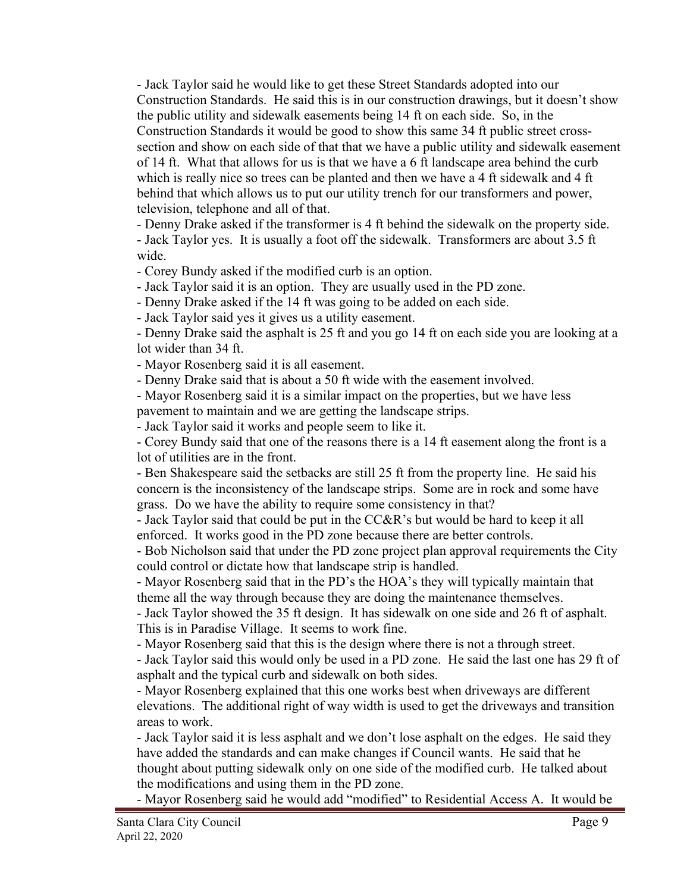- Jack Taylor said he would like to get these Street Standards adopted into our Construction Standards. He said this is in our construction drawings, but it doesn't show the public utility and sidewalk easements being 14 ft on each side. So, in the Construction Standards it would be good to show this same 34 ft public street cross-section and show on each side of that that we have a public utility and sidewalk easement of 14 ft. What that allows for us is that we have a 6 ft landscape area behind the curb which is really nice so trees can be planted and then we have a 4 ft sidewalk and 4 ft behind that which allows us to put our utility trench for our transformers and power, television, telephone and all of that.
- Denny Drake asked if the transformer is 4 ft behind the sidewalk on the property side.
- Jack Taylor yes. It is usually a foot off the sidewalk. Transformers are about 3.5 ft wide.
- Corey Bundy asked if the modified curb is an option.
- Jack Taylor said it is an option. They are usually used in the PD zone.
- Denny Drake asked if the 14 ft was going to be added on each side.
- Jack Taylor said yes it gives us a utility easement.
- Denny Drake said the asphalt is 25 ft and you go 14 ft on each side you are looking at a lot wider than 34 ft.
- Mayor Rosenberg said it is all easement.
- Denny Drake said that is about a 50 ft wide with the easement involved.
- Mayor Rosenberg said it is a similar impact on the properties, but we have less pavement to maintain and we are getting the landscape strips.
- Jack Taylor said it works and people seem to like it.
- Corey Bundy said that one of the reasons there is a 14 ft easement along the front is a lot of utilities are in the front.
- Ben Shakespeare said the setbacks are still 25 ft from the property line. He said his concern is the inconsistency of the landscape strips. Some are in rock and some have grass. Do we have the ability to require some consistency in that?
- Jack Taylor said that could be put in the CC&R's but would be hard to keep it all enforced. It works good in the PD zone because there are better controls.
- Bob Nicholson said that under the PD zone project plan approval requirements the City could control or dictate how that landscape strip is handled.
- Mayor Rosenberg said that in the PD's the HOA's they will typically maintain that theme all the way through because they are doing the maintenance themselves.
- Jack Taylor showed the 35 ft design. It has sidewalk on one side and 26 ft of asphalt. This is in Paradise Village. It seems to work fine.
- Mayor Rosenberg said that this is the design where there is not a through street.
- Jack Taylor said this would only be used in a PD zone. He said the last one has 29 ft of asphalt and the typical curb and sidewalk on both sides.
- Mayor Rosenberg explained that this one works best when driveways are different elevations. The additional right of way width is used to get the driveways and transition areas to work.
- Jack Taylor said it is less asphalt and we don't lose asphalt on the edges. He said they have added the standards and can make changes if Council wants. He said that he thought about putting sidewalk only on one side of the modified curb. He talked about the modifications and using them in the PD zone.
- Mayor Rosenberg said he would add "modified" to Residential Access A. It would be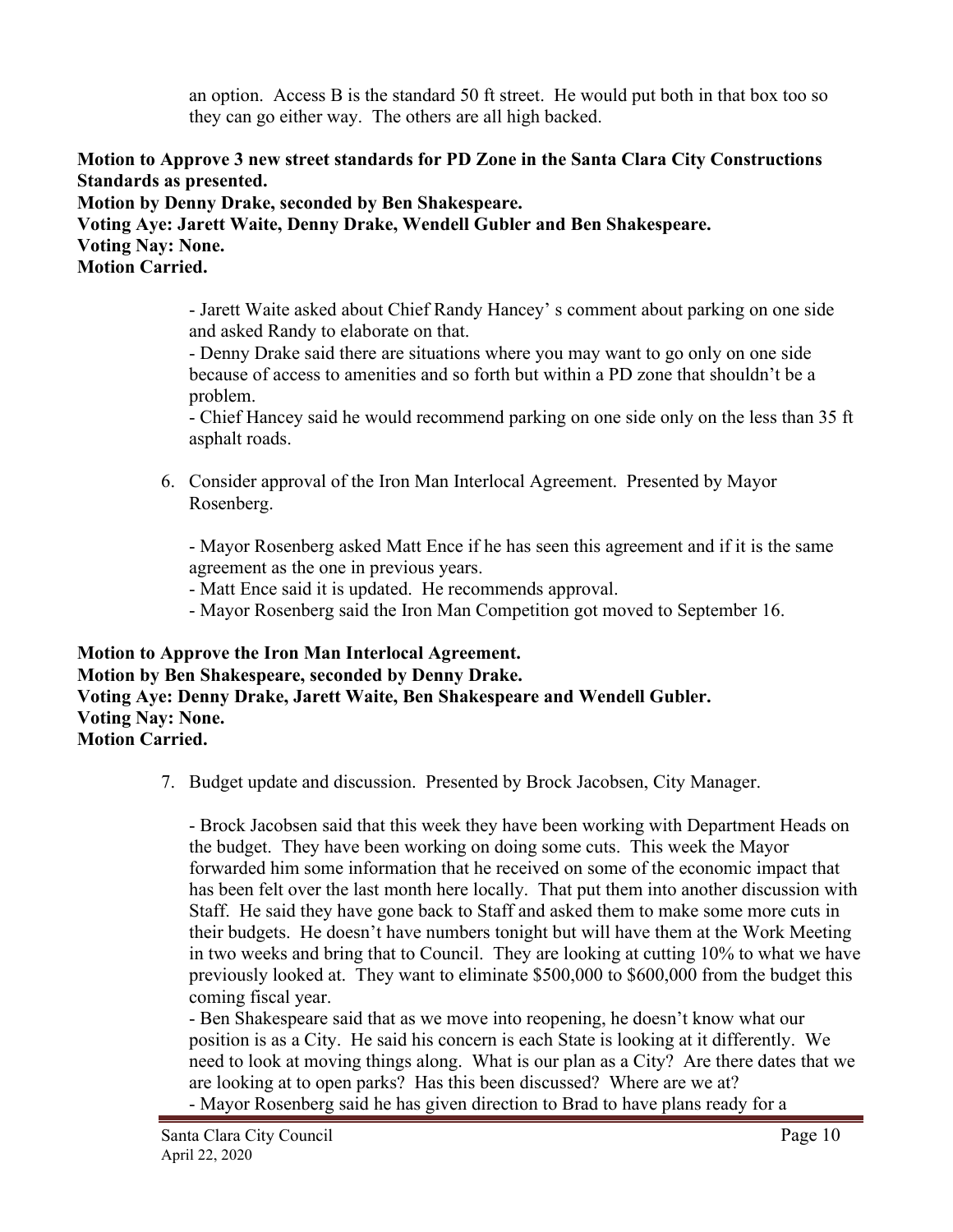an option. Access B is the standard 50 ft street. He would put both in that box too so they can go either way. The others are all high backed.

**Motion to Approve 3 new street standards for PD Zone in the Santa Clara City Constructions Standards as presented.**
**Motion by Denny Drake, seconded by Ben Shakespeare.**
**Voting Aye: Jarett Waite, Denny Drake, Wendell Gubler and Ben Shakespeare.**
**Voting Nay: None.**
**Motion Carried.**

- Jarett Waite asked about Chief Randy Hancey' s comment about parking on one side and asked Randy to elaborate on that.
- Denny Drake said there are situations where you may want to go only on one side because of access to amenities and so forth but within a PD zone that shouldn't be a problem.
- Chief Hancey said he would recommend parking on one side only on the less than 35 ft asphalt roads.

6. Consider approval of the Iron Man Interlocal Agreement. Presented by Mayor Rosenberg.

   - Mayor Rosenberg asked Matt Ence if he has seen this agreement and if it is the same agreement as the one in previous years.
   - Matt Ence said it is updated. He recommends approval.
   - Mayor Rosenberg said the Iron Man Competition got moved to September 16.

**Motion to Approve the Iron Man Interlocal Agreement.**
**Motion by Ben Shakespeare, seconded by Denny Drake.**
**Voting Aye: Denny Drake, Jarett Waite, Ben Shakespeare and Wendell Gubler.**
**Voting Nay: None.**
**Motion Carried.**

7. Budget update and discussion. Presented by Brock Jacobsen, City Manager.

   - Brock Jacobsen said that this week they have been working with Department Heads on the budget. They have been working on doing some cuts. This week the Mayor forwarded him some information that he received on some of the economic impact that has been felt over the last month here locally. That put them into another discussion with Staff. He said they have gone back to Staff and asked them to make some more cuts in their budgets. He doesn't have numbers tonight but will have them at the Work Meeting in two weeks and bring that to Council. They are looking at cutting 10% to what we have previously looked at. They want to eliminate $500,000 to $600,000 from the budget this coming fiscal year.
   - Ben Shakespeare said that as we move into reopening, he doesn't know what our position is as a City. He said his concern is each State is looking at it differently. We need to look at moving things along. What is our plan as a City? Are there dates that we are looking at to open parks? Has this been discussed? Where are we at?
   - Mayor Rosenberg said he has given direction to Brad to have plans ready for a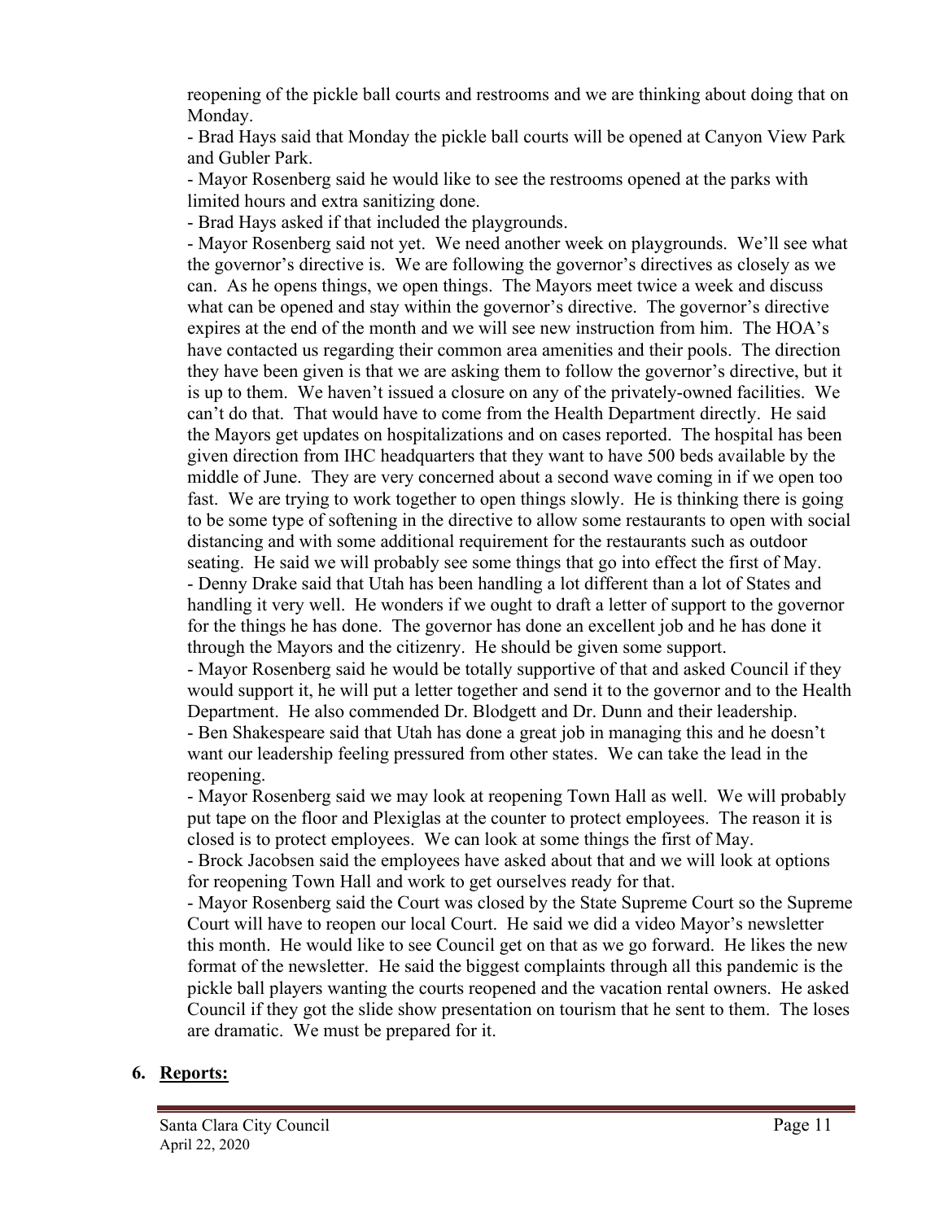reopening of the pickle ball courts and restrooms and we are thinking about doing that on Monday.

- Brad Hays said that Monday the pickle ball courts will be opened at Canyon View Park and Gubler Park.
- Mayor Rosenberg said he would like to see the restrooms opened at the parks with limited hours and extra sanitizing done.
- Brad Hays asked if that included the playgrounds.
- Mayor Rosenberg said not yet. We need another week on playgrounds. We'll see what the governor's directive is. We are following the governor's directives as closely as we can. As he opens things, we open things. The Mayors meet twice a week and discuss what can be opened and stay within the governor's directive. The governor's directive expires at the end of the month and we will see new instruction from him. The HOA's have contacted us regarding their common area amenities and their pools. The direction they have been given is that we are asking them to follow the governor's directive, but it is up to them. We haven't issued a closure on any of the privately-owned facilities. We can't do that. That would have to come from the Health Department directly. He said the Mayors get updates on hospitalizations and on cases reported. The hospital has been given direction from IHC headquarters that they want to have 500 beds available by the middle of June. They are very concerned about a second wave coming in if we open too fast. We are trying to work together to open things slowly. He is thinking there is going to be some type of softening in the directive to allow some restaurants to open with social distancing and with some additional requirement for the restaurants such as outdoor seating. He said we will probably see some things that go into effect the first of May.
- Denny Drake said that Utah has been handling a lot different than a lot of States and handling it very well. He wonders if we ought to draft a letter of support to the governor for the things he has done. The governor has done an excellent job and he has done it through the Mayors and the citizenry. He should be given some support.
- Mayor Rosenberg said he would be totally supportive of that and asked Council if they would support it, he will put a letter together and send it to the governor and to the Health Department. He also commended Dr. Blodgett and Dr. Dunn and their leadership.
- Ben Shakespeare said that Utah has done a great job in managing this and he doesn't want our leadership feeling pressured from other states. We can take the lead in the reopening.
- Mayor Rosenberg said we may look at reopening Town Hall as well. We will probably put tape on the floor and Plexiglas at the counter to protect employees. The reason it is closed is to protect employees. We can look at some things the first of May.
- Brock Jacobsen said the employees have asked about that and we will look at options for reopening Town Hall and work to get ourselves ready for that.
- Mayor Rosenberg said the Court was closed by the State Supreme Court so the Supreme Court will have to reopen our local Court. He said we did a video Mayor's newsletter this month. He would like to see Council get on that as we go forward. He likes the new format of the newsletter. He said the biggest complaints through all this pandemic is the pickle ball players wanting the courts reopened and the vacation rental owners. He asked Council if they got the slide show presentation on tourism that he sent to them. The loses are dramatic. We must be prepared for it.

## 6. **Reports:**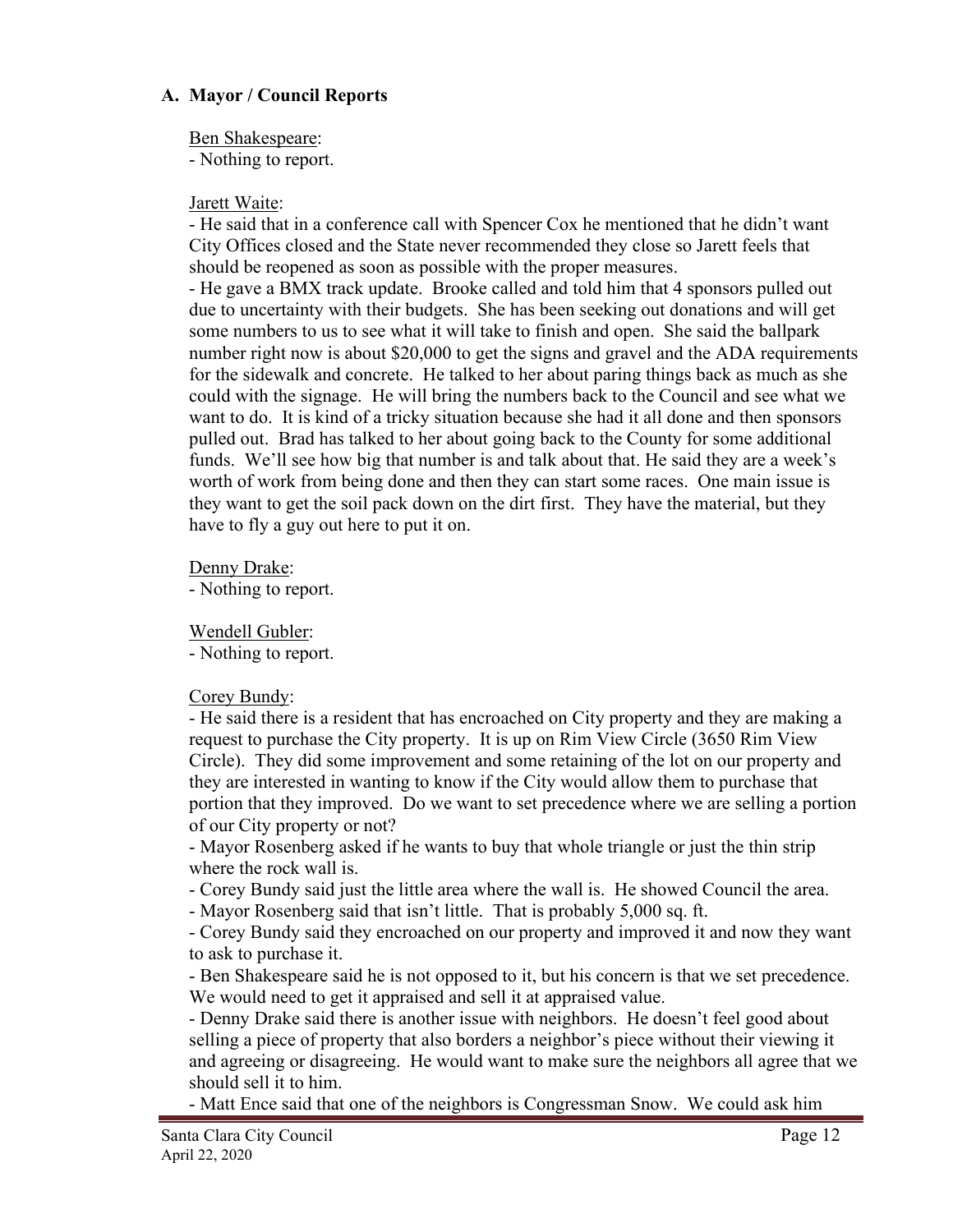### A. Mayor / Council Reports

Ben Shakespeare:
- Nothing to report.

Jarett Waite:
- He said that in a conference call with Spencer Cox he mentioned that he didn't want City Offices closed and the State never recommended they close so Jarett feels that should be reopened as soon as possible with the proper measures.
- He gave a BMX track update. Brooke called and told him that 4 sponsors pulled out due to uncertainty with their budgets. She has been seeking out donations and will get some numbers to us to see what it will take to finish and open. She said the ballpark number right now is about $20,000 to get the signs and gravel and the ADA requirements for the sidewalk and concrete. He talked to her about paring things back as much as she could with the signage. He will bring the numbers back to the Council and see what we want to do. It is kind of a tricky situation because she had it all done and then sponsors pulled out. Brad has talked to her about going back to the County for some additional funds. We'll see how big that number is and talk about that. He said they are a week's worth of work from being done and then they can start some races. One main issue is they want to get the soil pack down on the dirt first. They have the material, but they have to fly a guy out here to put it on.

Denny Drake:
- Nothing to report.

Wendell Gubler:
- Nothing to report.

Corey Bundy:
- He said there is a resident that has encroached on City property and they are making a request to purchase the City property. It is up on Rim View Circle (3650 Rim View Circle). They did some improvement and some retaining of the lot on our property and they are interested in wanting to know if the City would allow them to purchase that portion that they improved. Do we want to set precedence where we are selling a portion of our City property or not?
- Mayor Rosenberg asked if he wants to buy that whole triangle or just the thin strip where the rock wall is.
- Corey Bundy said just the little area where the wall is. He showed Council the area.
- Mayor Rosenberg said that isn't little. That is probably 5,000 sq. ft.
- Corey Bundy said they encroached on our property and improved it and now they want to ask to purchase it.
- Ben Shakespeare said he is not opposed to it, but his concern is that we set precedence. We would need to get it appraised and sell it at appraised value.
- Denny Drake said there is another issue with neighbors. He doesn't feel good about selling a piece of property that also borders a neighbor's piece without their viewing it and agreeing or disagreeing. He would want to make sure the neighbors all agree that we should sell it to him.
- Matt Ence said that one of the neighbors is Congressman Snow. We could ask him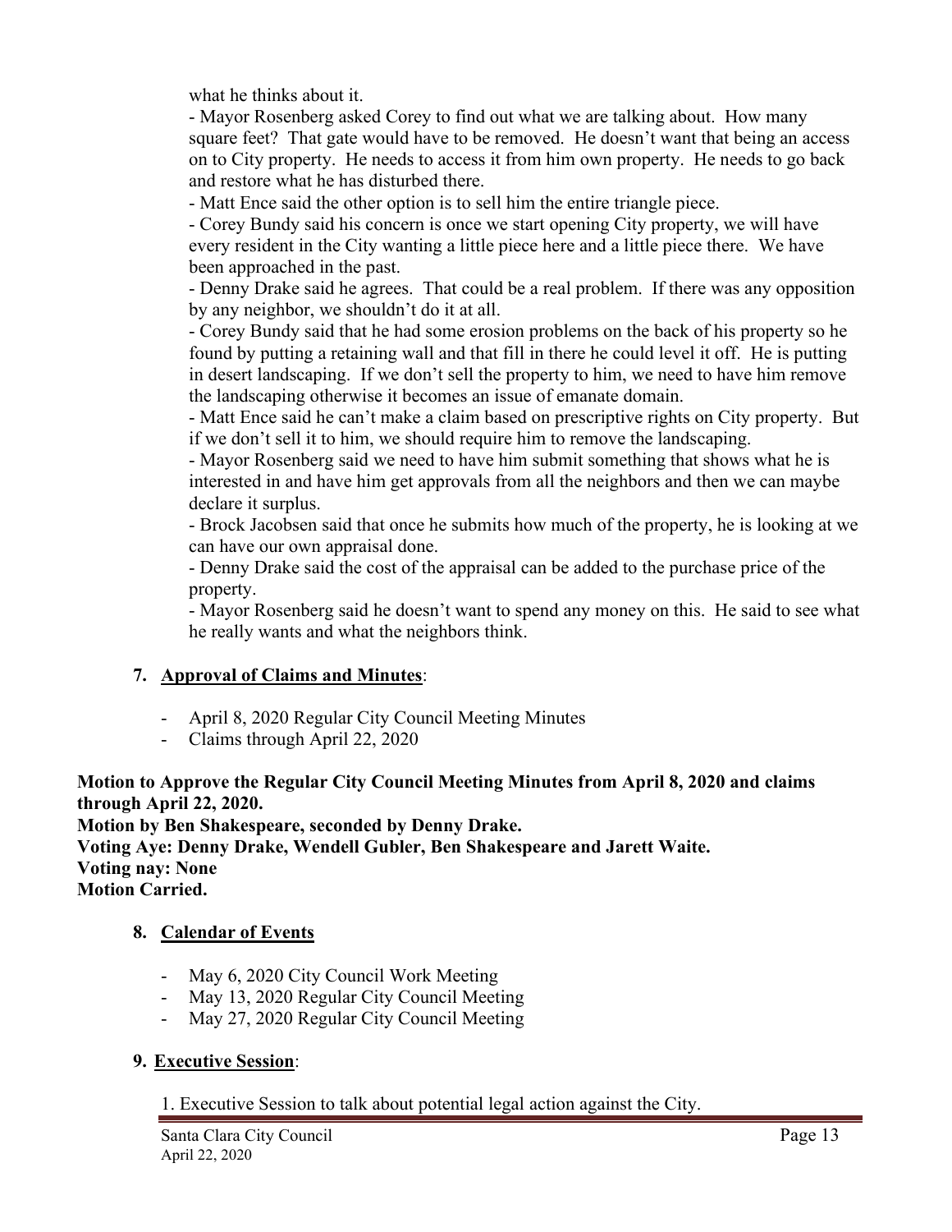what he thinks about it.

- Mayor Rosenberg asked Corey to find out what we are talking about. How many square feet? That gate would have to be removed. He doesn't want that being an access on to City property. He needs to access it from him own property. He needs to go back and restore what he has disturbed there.
- Matt Ence said the other option is to sell him the entire triangle piece.
- Corey Bundy said his concern is once we start opening City property, we will have every resident in the City wanting a little piece here and a little piece there. We have been approached in the past.
- Denny Drake said he agrees. That could be a real problem. If there was any opposition by any neighbor, we shouldn't do it at all.
- Corey Bundy said that he had some erosion problems on the back of his property so he found by putting a retaining wall and that fill in there he could level it off. He is putting in desert landscaping. If we don't sell the property to him, we need to have him remove the landscaping otherwise it becomes an issue of emanate domain.
- Matt Ence said he can't make a claim based on prescriptive rights on City property. But if we don't sell it to him, we should require him to remove the landscaping.
- Mayor Rosenberg said we need to have him submit something that shows what he is interested in and have him get approvals from all the neighbors and then we can maybe declare it surplus.
- Brock Jacobsen said that once he submits how much of the property, he is looking at we can have our own appraisal done.
- Denny Drake said the cost of the appraisal can be added to the purchase price of the property.
- Mayor Rosenberg said he doesn't want to spend any money on this. He said to see what he really wants and what the neighbors think.

## 7. Approval of Claims and Minutes:

- April 8, 2020 Regular City Council Meeting Minutes
- Claims through April 22, 2020

**Motion to Approve the Regular City Council Meeting Minutes from April 8, 2020 and claims through April 22, 2020.**
**Motion by Ben Shakespeare, seconded by Denny Drake.**
**Voting Aye: Denny Drake, Wendell Gubler, Ben Shakespeare and Jarett Waite.**
**Voting nay: None**
**Motion Carried.**

## 8. Calendar of Events

- May 6, 2020 City Council Work Meeting
- May 13, 2020 Regular City Council Meeting
- May 27, 2020 Regular City Council Meeting

## 9. Executive Session:

1. Executive Session to talk about potential legal action against the City.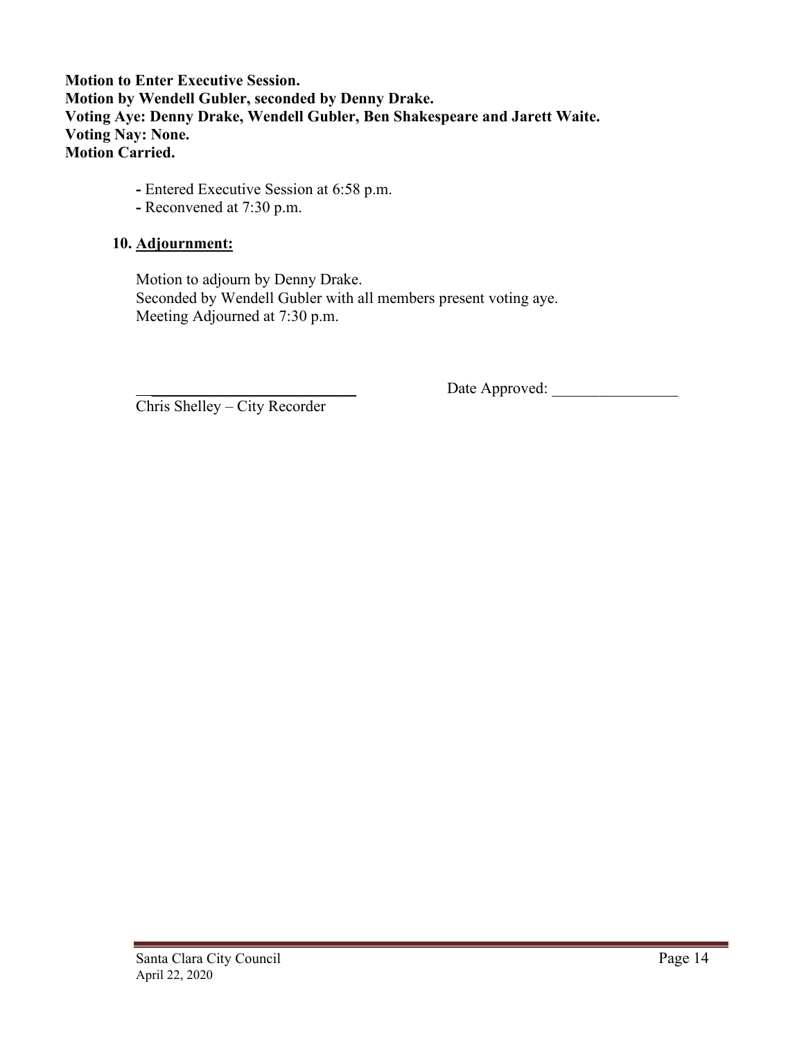**Motion to Enter Executive Session.**
**Motion by Wendell Gubler, seconded by Denny Drake.**
**Voting Aye: Denny Drake, Wendell Gubler, Ben Shakespeare and Jarett Waite.**
**Voting Nay: None.**
**Motion Carried.**

- Entered Executive Session at 6:58 p.m.
- Reconvened at 7:30 p.m.

**10. Adjournment:**

Motion to adjourn by Denny Drake.
Seconded by Wendell Gubler with all members present voting aye.
Meeting Adjourned at 7:30 p.m.

\_\_\_\_\_\_\_\_\_\_\_\_\_\_\_\_\_\_\_\_\_\_\_\_\_\_\_\_ Date Approved: \_\_\_\_\_\_\_\_\_\_\_\_\_\_\_\_

Chris Shelley – City Recorder